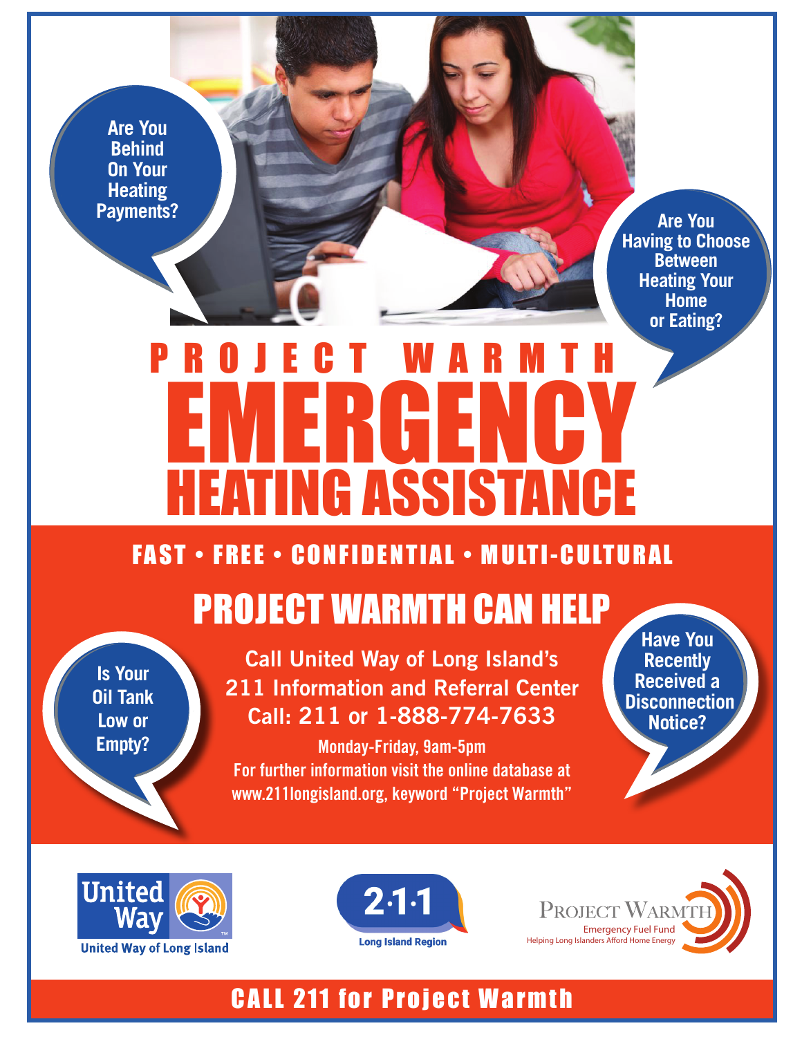Are You Behind On Your Heating Payments?

Are You Having to Choose Between Heating Your Home or Eating?

# PROJECT WARMTH EMERGENCY HEATING ASSISTANCE

**FAST • FREE • CONFIDENTIAL • MULTI-CULTURAL**

## PROJECT WARMTH CAN HELP

Is Your Oil Tank Low or Empty?

**Call United Way of Long Island's 211 Information and Referral Center**
**Call: 211 or 1-888-774-7633**

Monday-Friday, 9am-5pm
For further information visit the online database at www.211longisland.org, keyword "Project Warmth"

Have You Recently Received a Disconnection Notice?

United Way
United Way of Long Island

2·1·1
Long Island Region

Project Warmth
Emergency Fuel Fund
Helping Long Islanders Afford Home Energy

**CALL 211 for Project Warmth**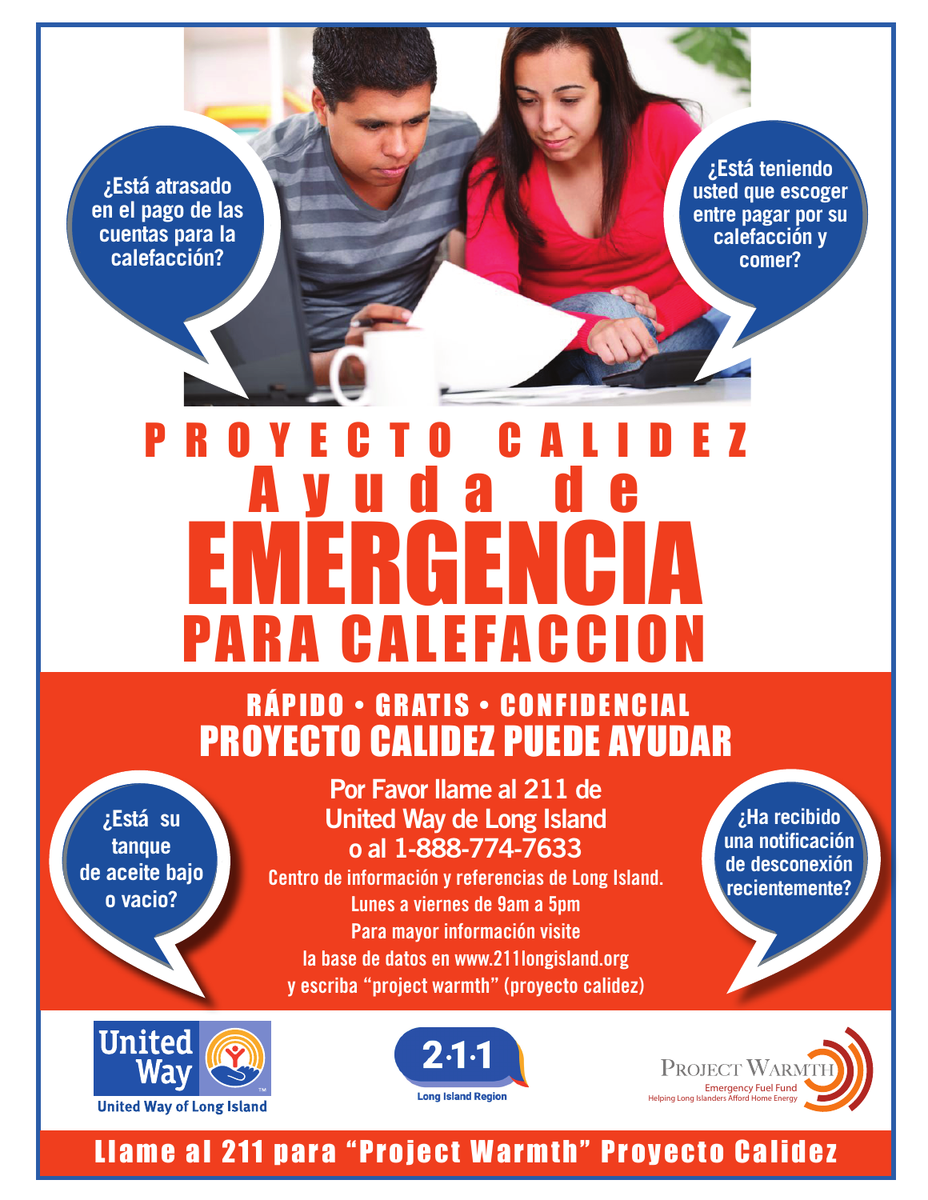¿Está atrasado en el pago de las cuentas para la calefacción?

¿Está teniendo usted que escoger entre pagar por su calefacción y comer?

# PROYECTO CALIDEZ
# Ayuda de EMERGENCIA PARA CALEFACCION

## RÁPIDO • GRATIS • CONFIDENCIAL
## PROYECTO CALIDEZ PUEDE AYUDAR

¿Está su tanque de aceite bajo o vacio?

**Por Favor llame al 211 de United Way de Long Island o al 1-888-774-7633**

Centro de información y referencias de Long Island.
Lunes a viernes de 9am a 5pm
Para mayor información visite la base de datos en www.211longisland.org y escriba "project warmth" (proyecto calidez)

¿Ha recibido una notificación de desconexión recientemente?

United Way
United Way of Long Island

2·1·1
Long Island Region

PROJECT WARMTH
Emergency Fuel Fund
Helping Long Islanders Afford Home Energy

**Llame al 211 para "Project Warmth" Proyecto Calidez**